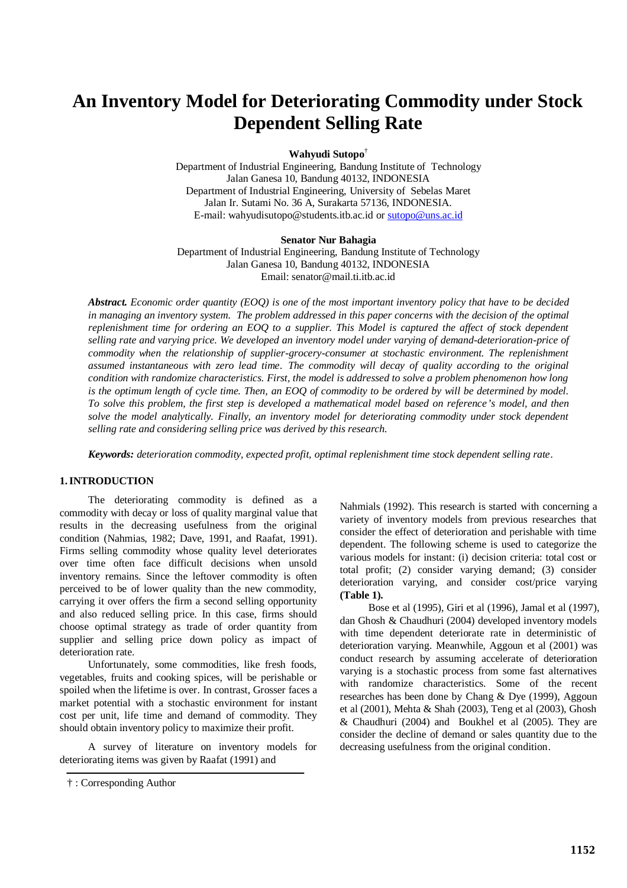# An Inventory Model for Deteriorating Commodity under Stock Dependent Selling Rate

**Wahyudi Sutopo**[†]

Department of Industrial Engineering, Bandung Institute of Technology
Jalan Ganesa 10, Bandung 40132, INDONESIA
Department of Industrial Engineering, University of Sebelas Maret
Jalan Ir. Sutami No. 36 A, Surakarta 57136, INDONESIA.
E-mail: wahyudisutopo@students.itb.ac.id or sutopo@uns.ac.id

**Senator Nur Bahagia**

Department of Industrial Engineering, Bandung Institute of Technology
Jalan Ganesa 10, Bandung 40132, INDONESIA
Email: senator@mail.ti.itb.ac.id

***Abstract.*** *Economic order quantity (EOQ) is one of the most important inventory policy that have to be decided in managing an inventory system. The problem addressed in this paper concerns with the decision of the optimal replenishment time for ordering an EOQ to a supplier. This Model is captured the affect of stock dependent selling rate and varying price. We developed an inventory model under varying of demand-deterioration-price of commodity when the relationship of supplier-grocery-consumer at stochastic environment. The replenishment assumed instantaneous with zero lead time. The commodity will decay of quality according to the original condition with randomize characteristics. First, the model is addressed to solve a problem phenomenon how long is the optimum length of cycle time. Then, an EOQ of commodity to be ordered by will be determined by model. To solve this problem, the first step is developed a mathematical model based on reference's model, and then solve the model analytically. Finally, an inventory model for deteriorating commodity under stock dependent selling rate and considering selling price was derived by this research.*

***Keywords:*** *deterioration commodity, expected profit, optimal replenishment time stock dependent selling rate*.

## 1. INTRODUCTION

The deteriorating commodity is defined as a commodity with decay or loss of quality marginal value that results in the decreasing usefulness from the original condition (Nahmias, 1982; Dave, 1991, and Raafat, 1991). Firms selling commodity whose quality level deteriorates over time often face difficult decisions when unsold inventory remains. Since the leftover commodity is often perceived to be of lower quality than the new commodity, carrying it over offers the firm a second selling opportunity and also reduced selling price. In this case, firms should choose optimal strategy as trade of order quantity from supplier and selling price down policy as impact of deterioration rate.

Unfortunately, some commodities, like fresh foods, vegetables, fruits and cooking spices, will be perishable or spoiled when the lifetime is over. In contrast, Grosser faces a market potential with a stochastic environment for instant cost per unit, life time and demand of commodity. They should obtain inventory policy to maximize their profit.

A survey of literature on inventory models for deteriorating items was given by Raafat (1991) and Nahmials (1992). This research is started with concerning a variety of inventory models from previous researches that consider the effect of deterioration and perishable with time dependent. The following scheme is used to categorize the various models for instant: (i) decision criteria: total cost or total profit; (2) consider varying demand; (3) consider deterioration varying, and consider cost/price varying **(Table 1).**

Bose et al (1995), Giri et al (1996), Jamal et al (1997), dan Ghosh & Chaudhuri (2004) developed inventory models with time dependent deteriorate rate in deterministic of deterioration varying. Meanwhile, Aggoun et al (2001) was conduct research by assuming accelerate of deterioration varying is a stochastic process from some fast alternatives with randomize characteristics. Some of the recent researches has been done by Chang & Dye (1999), Aggoun et al (2001), Mehta & Shah (2003), Teng et al (2003), Ghosh & Chaudhuri (2004) and Boukhel et al (2005). They are consider the decline of demand or sales quantity due to the decreasing usefulness from the original condition.

† : Corresponding Author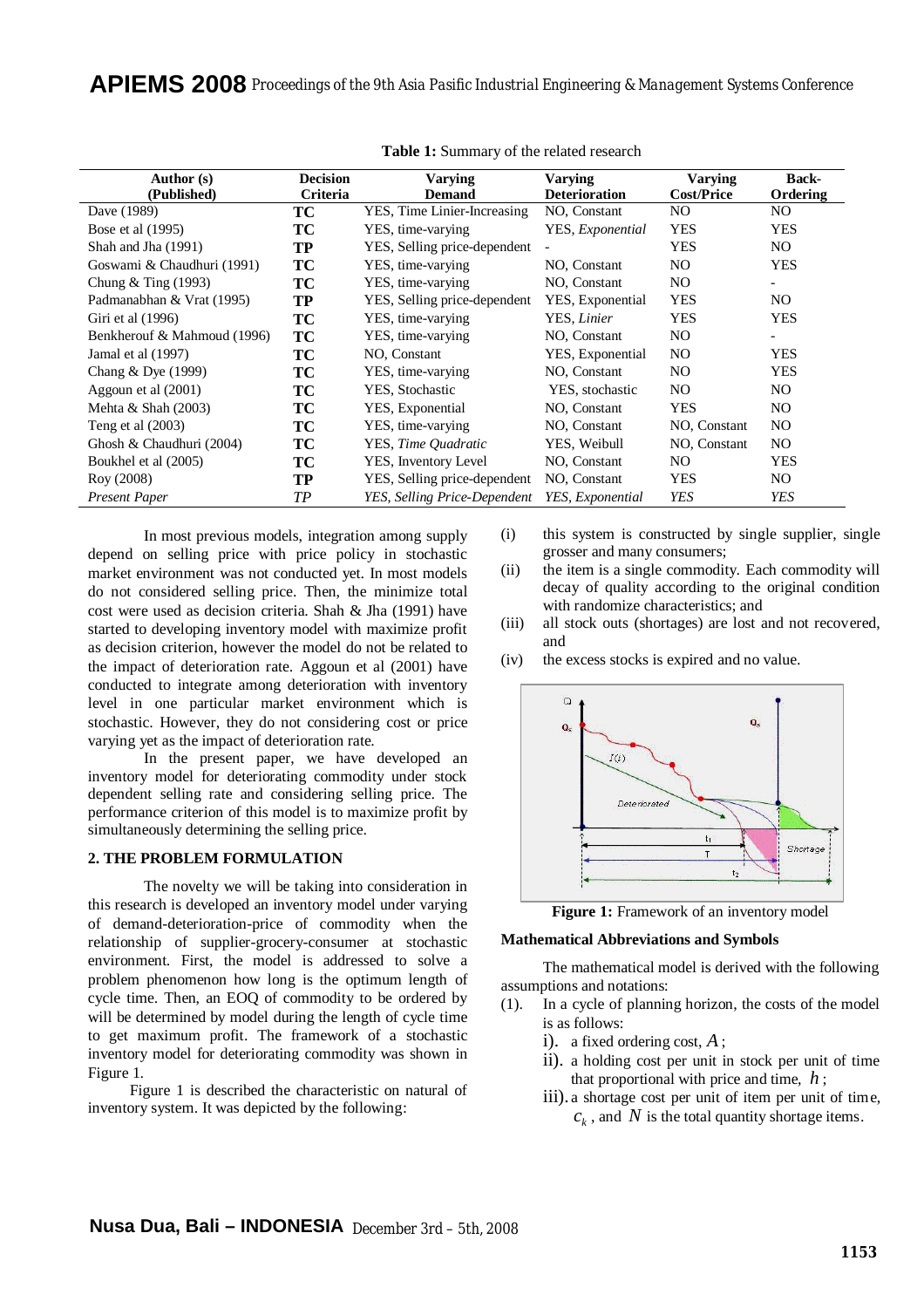**Table 1:** Summary of the related research

| Author (s) (Published) | Decision Criteria | Varying Demand | Varying Deterioration | Varying Cost/Price | Back-Ordering |
|---|---|---|---|---|---|
| Dave (1989) | TC | YES, Time Linier-Increasing | NO, Constant | NO | NO |
| Bose et al (1995) | TC | YES, time-varying | YES, *Exponential* | YES | YES |
| Shah and Jha (1991) | TP | YES, Selling price-dependent | - | YES | NO |
| Goswami & Chaudhuri (1991) | TC | YES, time-varying | NO, Constant | NO | YES |
| Chung & Ting (1993) | TC | YES, time-varying | NO, Constant | NO | - |
| Padmanabhan & Vrat (1995) | TP | YES, Selling price-dependent | YES, Exponential | YES | NO |
| Giri et al (1996) | TC | YES, time-varying | YES, *Linier* | YES | YES |
| Benkherouf & Mahmoud (1996) | TC | YES, time-varying | NO, Constant | NO | - |
| Jamal et al (1997) | TC | NO, Constant | YES, Exponential | NO | YES |
| Chang & Dye (1999) | TC | YES, time-varying | NO, Constant | NO | YES |
| Aggoun et al (2001) | TC | YES, Stochastic | YES, stochastic | NO | NO |
| Mehta & Shah (2003) | TC | YES, Exponential | NO, Constant | YES | NO |
| Teng et al (2003) | TC | YES, time-varying | NO, Constant | NO, Constant | NO |
| Ghosh & Chaudhuri (2004) | TC | YES, *Time Quadratic* | YES, Weibull | NO, Constant | NO |
| Boukhel et al (2005) | TC | YES, Inventory Level | NO, Constant | NO | YES |
| Roy (2008) | TP | YES, Selling price-dependent | NO, Constant | YES | NO |
| *Present Paper* | *TP* | *YES, Selling Price-Dependent* | *YES, Exponential* | *YES* | *YES* |

In most previous models, integration among supply depend on selling price with price policy in stochastic market environment was not conducted yet. In most models do not considered selling price. Then, the minimize total cost were used as decision criteria. Shah & Jha (1991) have started to developing inventory model with maximize profit as decision criterion, however the model do not be related to the impact of deterioration rate. Aggoun et al (2001) have conducted to integrate among deterioration with inventory level in one particular market environment which is stochastic. However, they do not considering cost or price varying yet as the impact of deterioration rate.

In the present paper, we have developed an inventory model for deteriorating commodity under stock dependent selling rate and considering selling price. The performance criterion of this model is to maximize profit by simultaneously determining the selling price.

## 2. THE PROBLEM FORMULATION

The novelty we will be taking into consideration in this research is developed an inventory model under varying of demand-deterioration-price of commodity when the relationship of supplier-grocery-consumer at stochastic environment. First, the model is addressed to solve a problem phenomenon how long is the optimum length of cycle time. Then, an EOQ of commodity to be ordered by will be determined by model during the length of cycle time to get maximum profit. The framework of a stochastic inventory model for deteriorating commodity was shown in Figure 1.

Figure 1 is described the characteristic on natural of inventory system. It was depicted by the following:

(i) this system is constructed by single supplier, single grosser and many consumers;

(ii) the item is a single commodity. Each commodity will decay of quality according to the original condition with randomize characteristics; and

(iii) all stock outs (shortages) are lost and not recovered, and

(iv) the excess stocks is expired and no value.

**Figure 1:** Framework of an inventory model

### Mathematical Abbreviations and Symbols

The mathematical model is derived with the following assumptions and notations:

(1). In a cycle of planning horizon, the costs of the model is as follows:

i). a fixed ordering cost, $A$;

ii). a holding cost per unit in stock per unit of time that proportional with price and time, $h$;

iii). a shortage cost per unit of item per unit of time, $c_k$, and $N$ is the total quantity shortage items.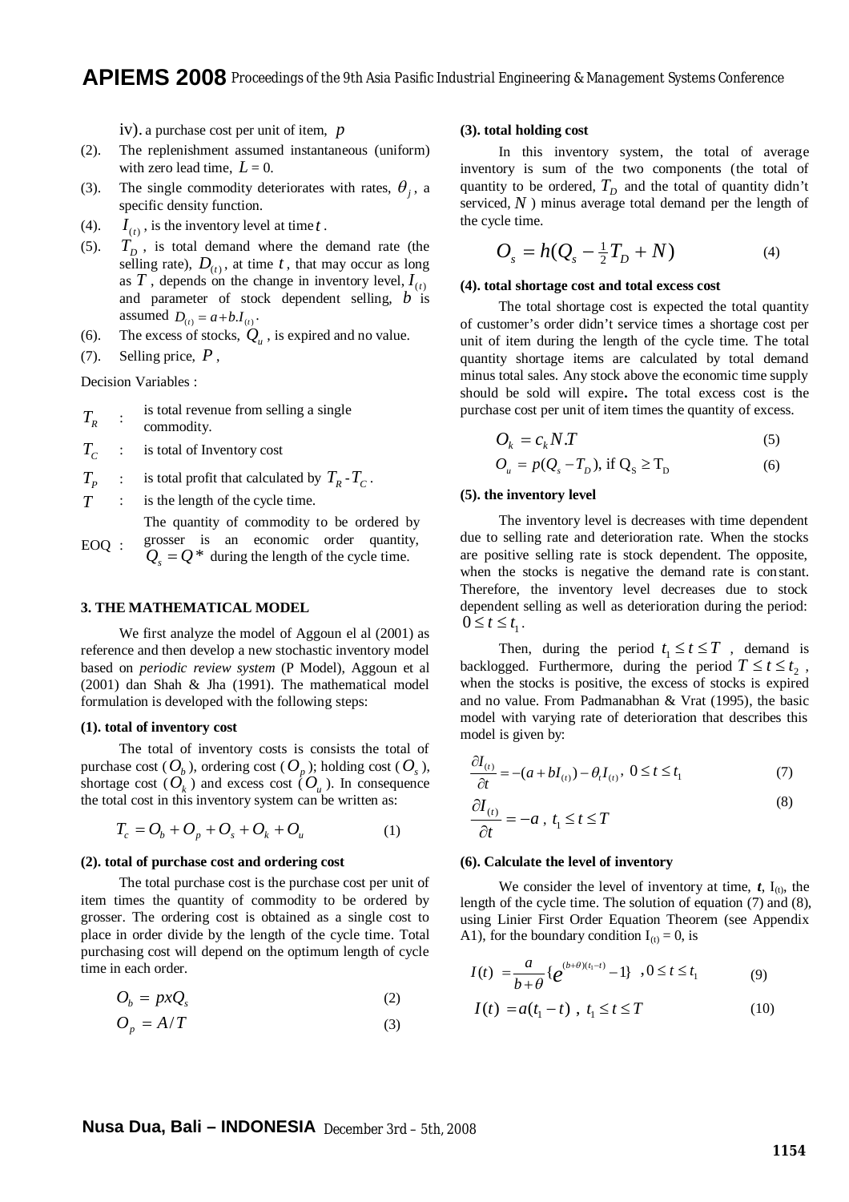iv). a purchase cost per unit of item, $p$

(2). The replenishment assumed instantaneous (uniform) with zero lead time, $L = 0$.

(3). The single commodity deteriorates with rates, $\theta_j$, a specific density function.

(4). $I_{(t)}$, is the inventory level at time $t$.

(5). $T_D$, is total demand where the demand rate (the selling rate), $D_{(t)}$, at time $t$, that may occur as long as $T$, depends on the change in inventory level, $I_{(t)}$ and parameter of stock dependent selling, $b$ is assumed $D_{(t)} = a + b.I_{(t)}$.

(6). The excess of stocks, $Q_u$, is expired and no value.

(7). Selling price, $P$,

Decision Variables :

| | | |
|---|---|---|
| $T_R$ | : | is total revenue from selling a single commodity. |
| $T_C$ | : | is total of Inventory cost |
| $T_P$ | : | is total profit that calculated by $T_R$ - $T_C$. |
| $T$ | : | is the length of the cycle time. |
| EOQ | : | The quantity of commodity to be ordered by grosser is an economic order quantity, $Q_s = Q^*$ during the length of the cycle time. |

### 3. THE MATHEMATICAL MODEL

We first analyze the model of Aggoun el al (2001) as reference and then develop a new stochastic inventory model based on *periodic review system* (P Model), Aggoun et al (2001) dan Shah & Jha (1991). The mathematical model formulation is developed with the following steps:

**(1). total of inventory cost**

The total of inventory costs is consists the total of purchase cost ($O_b$), ordering cost ($O_p$); holding cost ($O_s$), shortage cost ($O_k$) and excess cost ($O_u$). In consequence the total cost in this inventory system can be written as:

$$T_c = O_b + O_p + O_s + O_k + O_u \tag{1}$$

**(2). total of purchase cost and ordering cost**

The total purchase cost is the purchase cost per unit of item times the quantity of commodity to be ordered by grosser. The ordering cost is obtained as a single cost to place in order divide by the length of the cycle time. Total purchasing cost will depend on the optimum length of cycle time in each order.

$$O_b = p x Q_s \tag{2}$$

$$O_p = A/T \tag{3}$$

**(3). total holding cost**

In this inventory system, the total of average inventory is sum of the two components (the total of quantity to be ordered, $T_D$ and the total of quantity didn't serviced, $N$) minus average total demand per the length of the cycle time.

$$O_s = h(Q_s - \tfrac{1}{2}T_D + N) \tag{4}$$

**(4). total shortage cost and total excess cost**

The total shortage cost is expected the total quantity of customer's order didn't service times a shortage cost per unit of item during the length of the cycle time. The total quantity shortage items are calculated by total demand minus total sales. Any stock above the economic time supply should be sold will expire**.** The total excess cost is the purchase cost per unit of item times the quantity of excess.

$$O_k = c_k N.T \tag{5}$$

$$O_u = p(Q_s - T_D), \text{ if } Q_S \geq T_D \tag{6}$$

**(5). the inventory level**

The inventory level is decreases with time dependent due to selling rate and deterioration rate. When the stocks are positive selling rate is stock dependent. The opposite, when the stocks is negative the demand rate is constant. Therefore, the inventory level decreases due to stock dependent selling as well as deterioration during the period: $0 \leq t \leq t_1$.

Then, during the period $t_1 \leq t \leq T$, demand is backlogged. Furthermore, during the period $T \leq t \leq t_2$, when the stocks is positive, the excess of stocks is expired and no value. From Padmanabhan & Vrat (1995), the basic model with varying rate of deterioration that describes this model is given by:

$$\frac{\partial I_{(t)}}{\partial t} = -(a + bI_{(t)}) - \theta_t I_{(t)},\ 0 \leq t \leq t_1 \tag{7}$$

$$\frac{\partial I_{(t)}}{\partial t} = -a,\ t_1 \leq t \leq T \tag{8}$$

**(6). Calculate the level of inventory**

We consider the level of inventory at time, ***t***, $I_{(t)}$, the length of the cycle time. The solution of equation (7) and (8), using Linier First Order Equation Theorem (see Appendix A1), for the boundary condition $I_{(t)} = 0$, is

$$I(t) = \frac{a}{b+\theta}\{e^{(b+\theta)(t_1 - t)} - 1\}\ ,\ 0 \leq t \leq t_1 \tag{9}$$

$$I(t) = a(t_1 - t)\ ,\ t_1 \leq t \leq T \tag{10}$$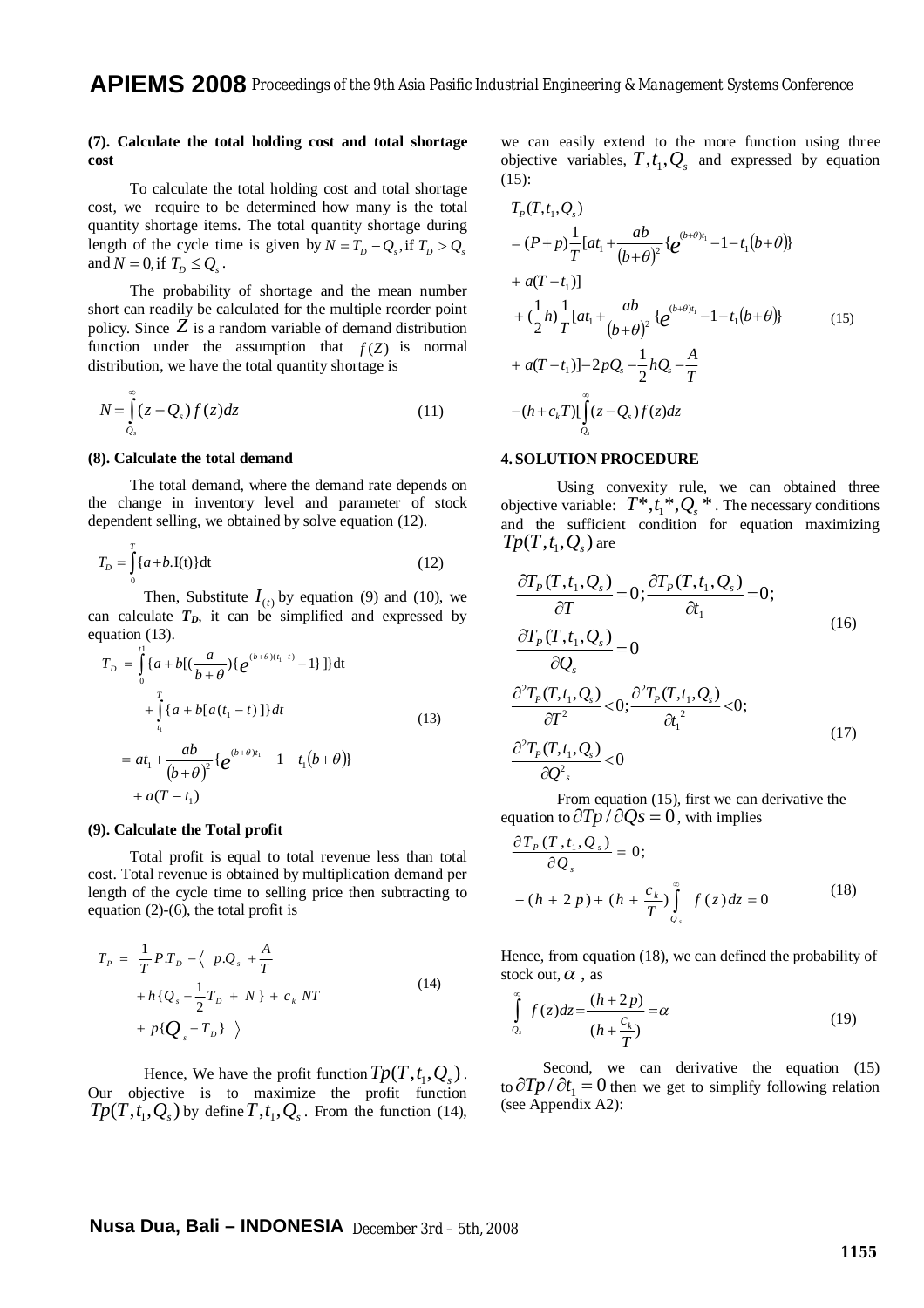**(7). Calculate the total holding cost and total shortage cost**

To calculate the total holding cost and total shortage cost, we require to be determined how many is the total quantity shortage items. The total quantity shortage during length of the cycle time is given by $N = T_D - Q_s$, if $T_D > Q_s$ and $N = 0$, if $T_D \le Q_s$.

The probability of shortage and the mean number short can readily be calculated for the multiple reorder point policy. Since $Z$ is a random variable of demand distribution function under the assumption that $f(Z)$ is normal distribution, we have the total quantity shortage is

$$N = \int_{Q_s}^{\infty} (z - Q_s) f(z) dz \tag{11}$$

**(8). Calculate the total demand**

The total demand, where the demand rate depends on the change in inventory level and parameter of stock dependent selling, we obtained by solve equation (12).

$$T_D = \int_0^T \{a + b.\mathrm{I(t)}\} \mathrm{dt} \tag{12}$$

Then, Substitute $I_{(t)}$ by equation (9) and (10), we can calculate $T_D$, it can be simplified and expressed by equation (13).

$$\begin{aligned} T_D &= \int_0^{t1} \{a + b[(\frac{a}{b+\theta})\{e^{(b+\theta)(t_1 - t)} - 1\}]\} \mathrm{dt} \\ &+ \int_{t_1}^{T} \{a + b[a(t_1 - t)]\} dt \\ &= at_1 + \frac{ab}{(b+\theta)^2}\{e^{(b+\theta)t_1} - 1 - t_1(b+\theta)\} \\ &+ a(T - t_1) \end{aligned} \tag{13}$$

**(9). Calculate the Total profit**

Total profit is equal to total revenue less than total cost. Total revenue is obtained by multiplication demand per length of the cycle time to selling price then subtracting to equation (2)-(6), the total profit is

$$\begin{aligned} T_P = \ & \frac{1}{T} P.T_D - \langle \ p.Q_s + \frac{A}{T} \\ & + h\{Q_s - \frac{1}{2}T_D + N\} + c_k NT \\ & + p\{Q_s - T_D\} \ \rangle \end{aligned} \tag{14}$$

Hence, We have the profit function $Tp(T, t_1, Q_s)$. Our objective is to maximize the profit function $Tp(T, t_1, Q_s)$ by define $T, t_1, Q_s$. From the function (14), we can easily extend to the more function using three objective variables, $T, t_1, Q_s$ and expressed by equation (15):

$$\begin{aligned} & T_P(T, t_1, Q_s) \\ &= (P + p)\frac{1}{T}[at_1 + \frac{ab}{(b+\theta)^2}\{e^{(b+\theta)t_1} - 1 - t_1(b+\theta)\} \\ &+ a(T - t_1)] \\ &+ (\frac{1}{2}h)\frac{1}{T}[at_1 + \frac{ab}{(b+\theta)^2}\{e^{(b+\theta)t_1} - 1 - t_1(b+\theta)\} \\ &+ a(T - t_1)] - 2pQ_s - \frac{1}{2}hQ_s - \frac{A}{T} \\ &- (h + c_k T)[\int_{Q_s}^{\infty}(z - Q_s) f(z) dz \end{aligned} \tag{15}$$

## 4. SOLUTION PROCEDURE

Using convexity rule, we can obtained three objective variable: $T^*, t_1^*, Q_s^*$. The necessary conditions and the sufficient condition for equation maximizing $Tp(T, t_1, Q_s)$ are

$$\begin{aligned} & \frac{\partial T_P(T, t_1, Q_s)}{\partial T} = 0; \frac{\partial T_P(T, t_1, Q_s)}{\partial t_1} = 0; \\ & \frac{\partial T_P(T, t_1, Q_s)}{\partial Q_s} = 0 \end{aligned} \tag{16}$$

$$\begin{aligned} & \frac{\partial^2 T_P(T, t_1, Q_s)}{\partial T^2} < 0; \frac{\partial^2 T_P(T, t_1, Q_s)}{\partial t_1^{\ 2}} < 0; \\ & \frac{\partial^2 T_P(T, t_1, Q_s)}{\partial Q^2_s} < 0 \end{aligned} \tag{17}$$

From equation (15), first we can derivative the equation to $\partial Tp / \partial Qs = 0$, with implies

$$\begin{aligned} & \frac{\partial T_P(T, t_1, Q_s)}{\partial Q_s} = 0; \\ & -(h + 2p) + (h + \frac{c_k}{T})\int_{Q_s}^{\infty} f(z) dz = 0 \end{aligned} \tag{18}$$

Hence, from equation (18), we can defined the probability of stock out, $\alpha$, as

$$\int_{Q_s}^{\infty} f(z) dz = \frac{(h + 2p)}{(h + \frac{c_k}{T})} = \alpha \tag{19}$$

Second, we can derivative the equation (15) to $\partial Tp / \partial t_1 = 0$ then we get to simplify following relation (see Appendix A2):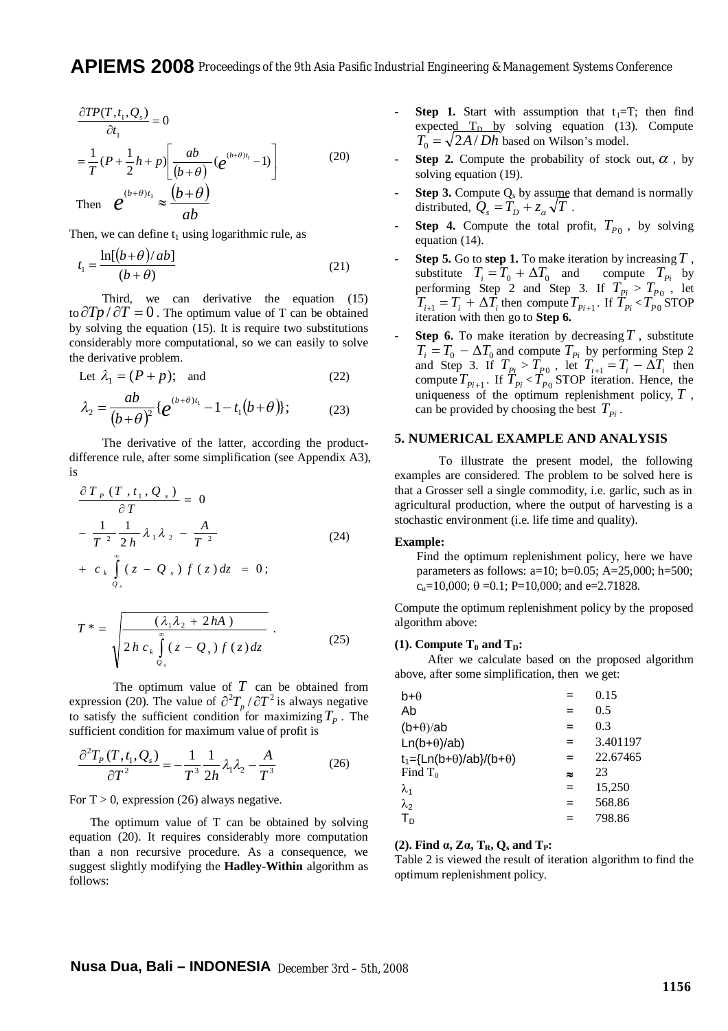$$\frac{\partial TP(T,t_1,Q_s)}{\partial t_1} = 0$$

$$= \frac{1}{T}(P + \frac{1}{2}h + p)\left[\frac{ab}{(b+\theta)}(e^{(b+\theta)t_1} - 1)\right] \tag{20}$$

Then $e^{(b+\theta)t_1} \approx \frac{(b+\theta)}{ab}$

Then, we can define $t_1$ using logarithmic rule, as

$$t_1 = \frac{\ln[(b+\theta)/ab]}{(b+\theta)} \tag{21}$$

Third, we can derivative the equation (15) to $\partial Tp / \partial T = 0$ . The optimum value of T can be obtained by solving the equation (15). It is require two substitutions considerably more computational, so we can easily to solve the derivative problem.

$$\text{Let } \lambda_1 = (P + p); \quad \text{and} \tag{22}$$

$$\lambda_2 = \frac{ab}{(b+\theta)^2}\{e^{(b+\theta)t_1} - 1 - t_1(b+\theta)\}; \tag{23}$$

The derivative of the latter, according the product-difference rule, after some simplification (see Appendix A3), is

$$\frac{\partial T_P(T,t_1,Q_s)}{\partial T} = 0$$

$$-\frac{1}{T^2}\frac{1}{2h}\lambda_1\lambda_2 - \frac{A}{T^2} \tag{24}$$

$$+ c_k\int_{Q_s}^{\infty}(z - Q_s)f(z)dz = 0;$$

$$T^* = \sqrt{\frac{(\lambda_1\lambda_2 + 2hA)}{2hc_k\int_{Q_s}^{\infty}(z - Q_s)f(z)dz}} . \tag{25}$$

The optimum value of $T$ can be obtained from expression (20). The value of $\partial^2 T_p / \partial T^2$ is always negative to satisfy the sufficient condition for maximizing $T_P$ . The sufficient condition for maximum value of profit is

$$\frac{\partial^2 T_P(T,t_1,Q_s)}{\partial T^2} = -\frac{1}{T^3}\frac{1}{2h}\lambda_1\lambda_2 - \frac{A}{T^3} \tag{26}$$

For T > 0, expression (26) always negative.

The optimum value of T can be obtained by solving equation (20). It requires considerably more computation than a non recursive procedure. As a consequence, we suggest slightly modifying the **Hadley-Within** algorithm as follows:

- **Step 1.** Start with assumption that $t_1$=T; then find expected $T_D$ by solving equation (13). Compute $T_0 = \sqrt{2A/Dh}$ based on Wilson's model.
- **Step 2.** Compute the probability of stock out, $\alpha$ , by solving equation (19).
- **Step 3.** Compute $Q_s$ by assume that demand is normally distributed, $Q_s = T_D + z_\alpha\sqrt{T}$ .
- **Step 4.** Compute the total profit, $T_{P0}$ , by solving equation (14).
- **Step 5.** Go to **step 1.** To make iteration by increasing $T$ , substitute $T_i = T_0 + \Delta T_0$ and compute $T_{Pi}$ by performing Step 2 and Step 3. If $T_{Pi} > T_{P0}$ , let $T_{i+1} = T_i + \Delta T_i$ then compute $T_{Pi+1}$ . If $T_{Pi} < T_{P0}$ STOP iteration with then go to **Step 6.**
- **Step 6.** To make iteration by decreasing $T$ , substitute $T_i = T_0 - \Delta T_0$ and compute $T_{Pi}$ by performing Step 2 and Step 3. If $T_{Pi} > T_{P0}$ , let $T_{i+1} = T_i - \Delta T_i$ then compute $T_{Pi+1}$ . If $T_{Pi} < T_{P0}$ STOP iteration. Hence, the uniqueness of the optimum replenishment policy, $T$ , can be provided by choosing the best $T_{Pi}$ .

## 5. NUMERICAL EXAMPLE AND ANALYSIS

To illustrate the present model, the following examples are considered. The problem to be solved here is that a Grosser sell a single commodity, i.e. garlic, such as in agricultural production, where the output of harvesting is a stochastic environment (i.e. life time and quality).

**Example:**

Find the optimum replenishment policy, here we have parameters as follows: a=10; b=0.05; A=25,000; h=500; $c_u$=10,000; $\theta$ =0.1; P=10,000; and e=2.71828.

Compute the optimum replenishment policy by the proposed algorithm above:

**(1). Compute $T_0$ and $T_D$:**

After we calculate based on the proposed algorithm above, after some simplification, then we get:

| | | |
|---|---|---|
| $b+\theta$ | = | 0.15 |
| Ab | = | 0.5 |
| $(b+\theta)/ab$ | = | 0.3 |
| $\text{Ln}(b+\theta)/ab)$ | = | 3.401197 |
| $t_1=\{\text{Ln}(b+\theta)/ab\}/(b+\theta)$ | = | 22.67465 |
| Find $T_0$ | ≈ | 23 |
| $\lambda_1$ | = | 15,250 |
| $\lambda_2$ | = | 568.86 |
| $T_D$ | = | 798.86 |

**(2). Find α, Zα, $T_R$, $Q_s$ and $T_P$:**

Table 2 is viewed the result of iteration algorithm to find the optimum replenishment policy.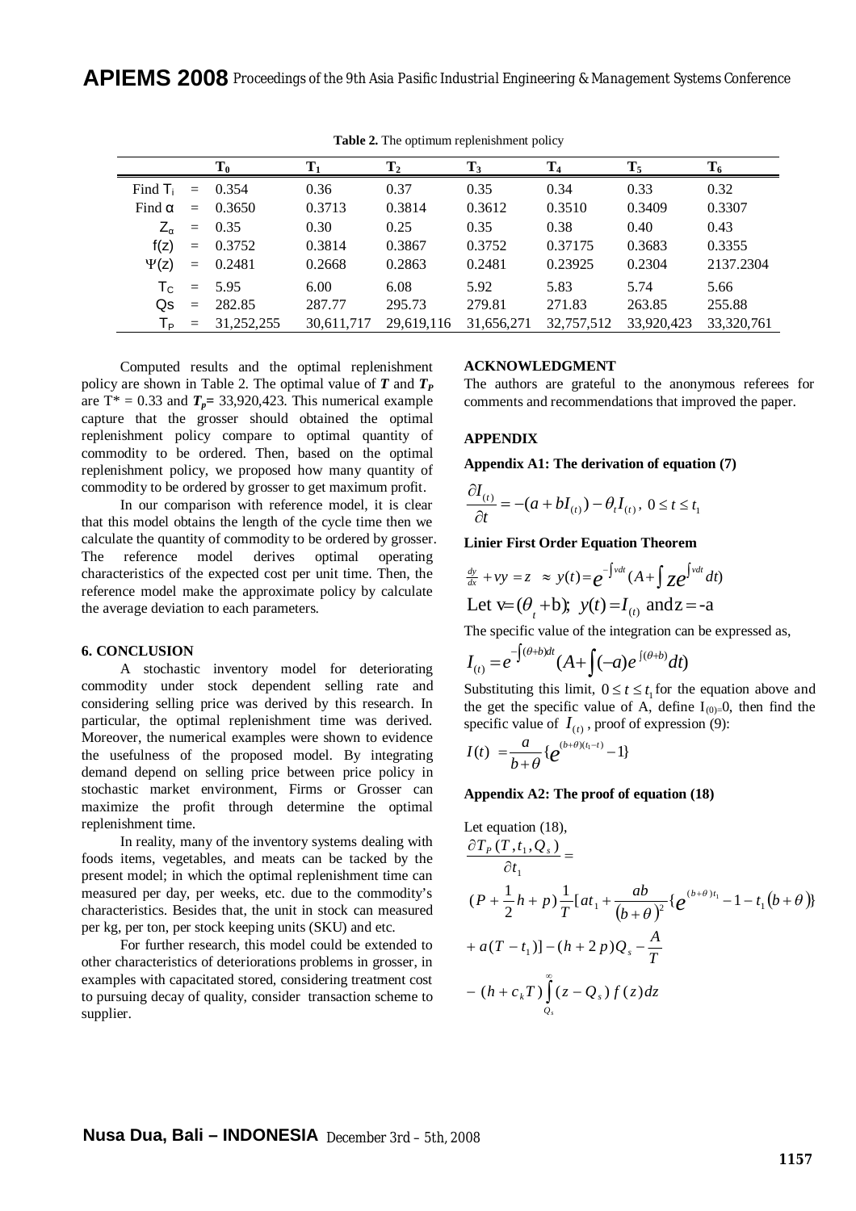**Table 2.** The optimum replenishment policy

| | | $T_0$ | $T_1$ | $T_2$ | $T_3$ | $T_4$ | $T_5$ | $T_6$ |
|---|---|---|---|---|---|---|---|---|
| Find $T_i$ | = | 0.354 | 0.36 | 0.37 | 0.35 | 0.34 | 0.33 | 0.32 |
| Find α | = | 0.3650 | 0.3713 | 0.3814 | 0.3612 | 0.3510 | 0.3409 | 0.3307 |
| $Z_\alpha$ | = | 0.35 | 0.30 | 0.25 | 0.35 | 0.38 | 0.40 | 0.43 |
| f(z) | = | 0.3752 | 0.3814 | 0.3867 | 0.3752 | 0.37175 | 0.3683 | 0.3355 |
| Ψ(z) | = | 0.2481 | 0.2668 | 0.2863 | 0.2481 | 0.23925 | 0.2304 | 2137.2304 |
| $T_C$ | = | 5.95 | 6.00 | 6.08 | 5.92 | 5.83 | 5.74 | 5.66 |
| Qs | = | 282.85 | 287.77 | 295.73 | 279.81 | 271.83 | 263.85 | 255.88 |
| $T_P$ | = | 31,252,255 | 30,611,717 | 29,619,116 | 31,656,271 | 32,757,512 | 33,920,423 | 33,320,761 |

Computed results and the optimal replenishment policy are shown in Table 2. The optimal value of $T$ and $T_P$ are $T^* = 0.33$ and $T_p = 33{,}920{,}423$. This numerical example capture that the grosser should obtained the optimal replenishment policy compare to optimal quantity of commodity to be ordered. Then, based on the optimal replenishment policy, we proposed how many quantity of commodity to be ordered by grosser to get maximum profit.

In our comparison with reference model, it is clear that this model obtains the length of the cycle time then we calculate the quantity of commodity to be ordered by grosser. The reference model derives optimal operating characteristics of the expected cost per unit time. Then, the reference model make the approximate policy by calculate the average deviation to each parameters.

### 6. CONCLUSION

A stochastic inventory model for deteriorating commodity under stock dependent selling rate and considering selling price was derived by this research. In particular, the optimal replenishment time was derived. Moreover, the numerical examples were shown to evidence the usefulness of the proposed model. By integrating demand depend on selling price between price policy in stochastic market environment, Firms or Grosser can maximize the profit through determine the optimal replenishment time.

In reality, many of the inventory systems dealing with foods items, vegetables, and meats can be tacked by the present model; in which the optimal replenishment time can measured per day, per weeks, etc. due to the commodity's characteristics. Besides that, the unit in stock can measured per kg, per ton, per stock keeping units (SKU) and etc.

For further research, this model could be extended to other characteristics of deteriorations problems in grosser, in examples with capacitated stored, considering treatment cost to pursuing decay of quality, consider transaction scheme to supplier.

### ACKNOWLEDGMENT

The authors are grateful to the anonymous referees for comments and recommendations that improved the paper.

### APPENDIX

**Appendix A1: The derivation of equation (7)**

$$\frac{\partial I_{(t)}}{\partial t} = -(a + bI_{(t)}) - \theta_t I_{(t)},\ 0 \le t \le t_1$$

**Linier First Order Equation Theorem**

$$\tfrac{dy}{dx} + vy = z \ \approx\ y(t) = e^{-\int v dt}\left(A + \int z e^{\int v dt} dt\right)$$

$$\text{Let } v = (\theta_t + b);\ y(t) = I_{(t)} \text{ and } z = -a$$

The specific value of the integration can be expressed as,

$$I_{(t)} = e^{-\int(\theta + b)dt}\left(A + \int(-a) e^{\int(\theta + b)} dt\right)$$

Substituting this limit, $0 \le t \le t_1$ for the equation above and the get the specific value of A, define $I_{(0)}=0$, then find the specific value of $I_{(t)}$, proof of expression (9):

$$I(t) = \frac{a}{b+\theta}\{e^{(b+\theta)(t_1 - t)} - 1\}$$

**Appendix A2: The proof of equation (18)**

Let equation (18),

$$\frac{\partial T_P(T, t_1, Q_s)}{\partial t_1} =$$

$$(P + \frac{1}{2}h + p)\frac{1}{T}[at_1 + \frac{ab}{(b+\theta)^2}\{e^{(b+\theta)t_1} - 1 - t_1(b+\theta)\}$$

$$+ a(T - t_1)] - (h + 2p)Q_s - \frac{A}{T}$$

$$- (h + c_k T)\int_{Q_s}^{\infty}(z - Q_s) f(z) dz$$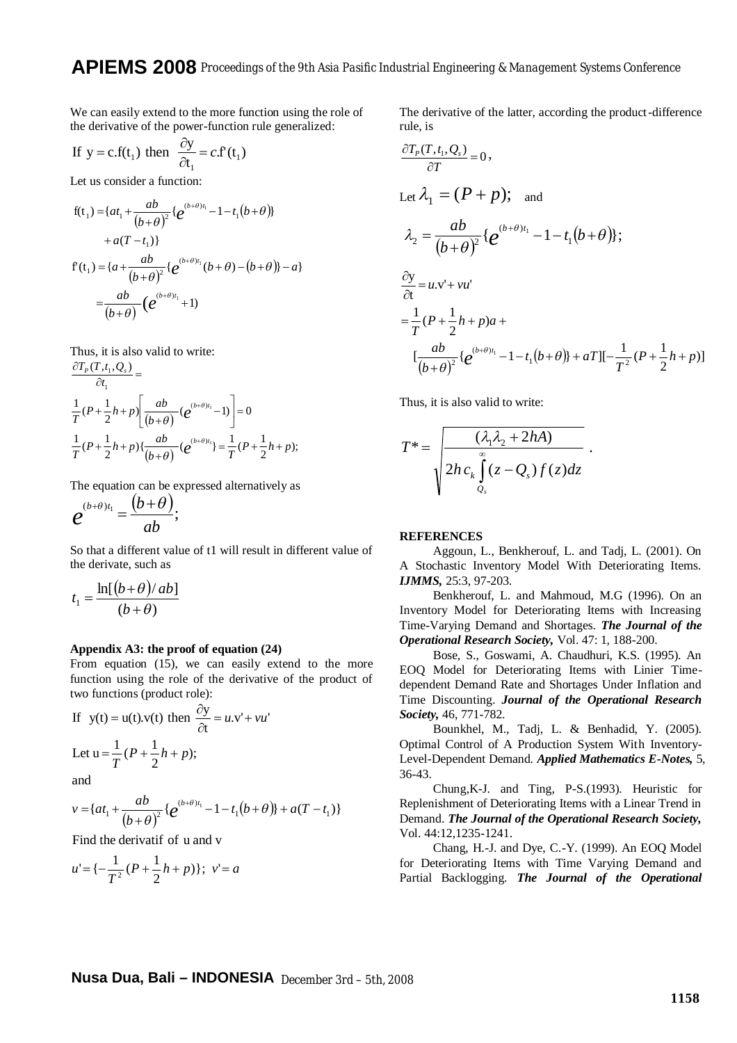We can easily extend to the more function using the role of the derivative of the power-function rule generalized:

$$\text{If } y = c.f(t_1) \text{ then } \frac{\partial y}{\partial t_1} = c.f'(t_1)$$

Let us consider a function:

$$f(t_1) = \{at_1 + \frac{ab}{(b+\theta)^2}\{e^{(b+\theta)t_1} - 1 - t_1(b+\theta)\} + a(T - t_1)\}$$

$$f'(t_1) = \{a + \frac{ab}{(b+\theta)^2}\{e^{(b+\theta)t_1}(b+\theta) - (b+\theta)\} - a\}$$

$$= \frac{ab}{(b+\theta)}(e^{(b+\theta)t_1} + 1)$$

Thus, it is also valid to write:

$$\frac{\partial T_P(T, t_1, Q_s)}{\partial t_1} =$$

$$\frac{1}{T}(P + \frac{1}{2}h + p)\left[\frac{ab}{(b+\theta)}(e^{(b+\theta)t_1} - 1)\right] = 0$$

$$\frac{1}{T}(P + \frac{1}{2}h + p)\{\frac{ab}{(b+\theta)}(e^{(b+\theta)t_1}\} = \frac{1}{T}(P + \frac{1}{2}h + p);$$

The equation can be expressed alternatively as

$$e^{(b+\theta)t_1} = \frac{(b+\theta)}{ab};$$

So that a different value of t1 will result in different value of the derivate, such as

$$t_1 = \frac{\ln[(b+\theta)/ab]}{(b+\theta)}$$

**Appendix A3: the proof of equation (24)**

From equation (15), we can easily extend to the more function using the role of the derivative of the product of two functions (product role):

$$\text{If } y(t) = u(t).v(t) \text{ then } \frac{\partial y}{\partial t} = u.v' + vu'$$

$$\text{Let } u = \frac{1}{T}(P + \frac{1}{2}h + p);$$

and

$$v = \{at_1 + \frac{ab}{(b+\theta)^2}\{e^{(b+\theta)t_1} - 1 - t_1(b+\theta)\} + a(T - t_1)\}$$

Find the derivatif of u and v

$$u' = \{-\frac{1}{T^2}(P + \frac{1}{2}h + p)\}; \; v' = a$$

The derivative of the latter, according the product-difference rule, is

$$\frac{\partial T_P(T, t_1, Q_s)}{\partial T} = 0,$$

Let $\lambda_1 = (P + p);$ and

$$\lambda_2 = \frac{ab}{(b+\theta)^2}\{e^{(b+\theta)t_1} - 1 - t_1(b+\theta)\};$$

$$\frac{\partial y}{\partial t} = u.v' + vu'$$

$$= \frac{1}{T}(P + \frac{1}{2}h + p)a +$$

$$[\frac{ab}{(b+\theta)^2}\{e^{(b+\theta)t_1} - 1 - t_1(b+\theta)\} + aT][-\frac{1}{T^2}(P + \frac{1}{2}h + p)]$$

Thus, it is also valid to write:

$$T^* = \sqrt{\frac{(\lambda_1\lambda_2 + 2hA)}{2h\,c_k \int_{Q_s}^{\infty}(z - Q_s)\,f(z)dz}}.$$

**REFERENCES**

Aggoun, L., Benkherouf, L. and Tadj, L. (2001). On A Stochastic Inventory Model With Deteriorating Items. ***IJMMS,*** 25:3, 97-203.

Benkherouf, L. and Mahmoud, M.G (1996). On an Inventory Model for Deteriorating Items with Increasing Time-Varying Demand and Shortages. ***The Journal of the Operational Research Society,*** Vol. 47: 1, 188-200.

Bose, S., Goswami, A. Chaudhuri, K.S. (1995). An EOQ Model for Deteriorating Items with Linier Time-dependent Demand Rate and Shortages Under Inflation and Time Discounting. ***Journal of the Operational Research Society,*** 46, 771-782.

Bounkhel, M., Tadj, L. & Benhadid, Y. (2005). Optimal Control of A Production System With Inventory-Level-Dependent Demand. ***Applied Mathematics E-Notes,*** 5, 36-43.

Chung,K-J. and Ting, P-S.(1993). Heuristic for Replenishment of Deteriorating Items with a Linear Trend in Demand. ***The Journal of the Operational Research Society,*** Vol. 44:12,1235-1241.

Chang, H.-J. and Dye, C.-Y. (1999). An EOQ Model for Deteriorating Items with Time Varying Demand and Partial Backlogging. ***The Journal of the Operational***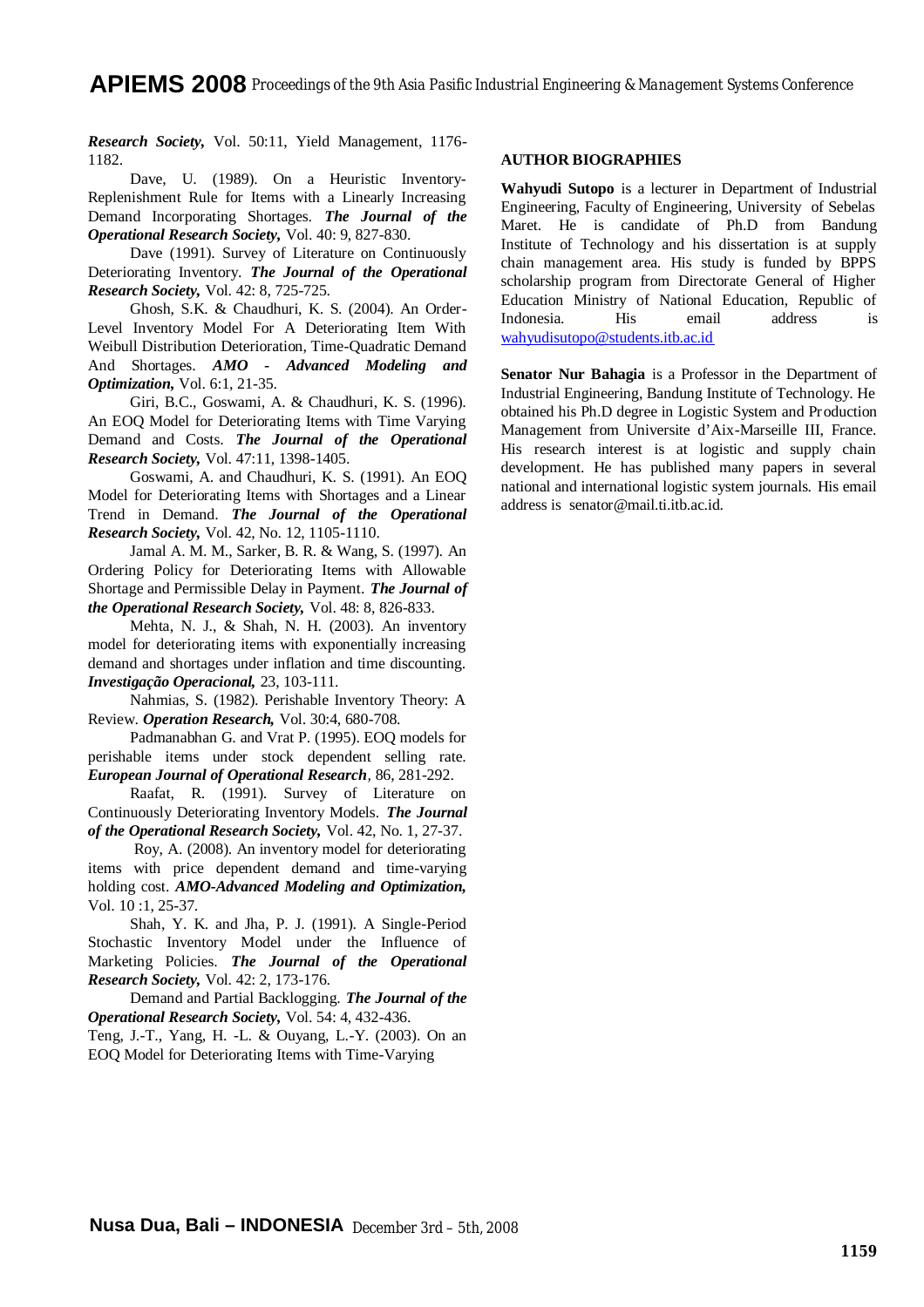***Research Society,*** Vol. 50:11, Yield Management, 1176-1182.

Dave, U. (1989). On a Heuristic Inventory-Replenishment Rule for Items with a Linearly Increasing Demand Incorporating Shortages. ***The Journal of the Operational Research Society,*** Vol. 40: 9, 827-830.

Dave (1991). Survey of Literature on Continuously Deteriorating Inventory. ***The Journal of the Operational Research Society,*** Vol. 42: 8, 725-725.

Ghosh, S.K. & Chaudhuri, K. S. (2004). An Order-Level Inventory Model For A Deteriorating Item With Weibull Distribution Deterioration, Time-Quadratic Demand And Shortages. ***AMO - Advanced Modeling and Optimization,*** Vol. 6:1, 21-35.

Giri, B.C., Goswami, A. & Chaudhuri, K. S. (1996). An EOQ Model for Deteriorating Items with Time Varying Demand and Costs. ***The Journal of the Operational Research Society,*** Vol. 47:11, 1398-1405.

Goswami, A. and Chaudhuri, K. S. (1991). An EOQ Model for Deteriorating Items with Shortages and a Linear Trend in Demand. ***The Journal of the Operational Research Society,*** Vol. 42, No. 12, 1105-1110.

Jamal A. M. M., Sarker, B. R. & Wang, S. (1997). An Ordering Policy for Deteriorating Items with Allowable Shortage and Permissible Delay in Payment. ***The Journal of the Operational Research Society,*** Vol. 48: 8, 826-833.

Mehta, N. J., & Shah, N. H. (2003). An inventory model for deteriorating items with exponentially increasing demand and shortages under inflation and time discounting. ***Investigação Operacional,*** 23, 103-111.

Nahmias, S. (1982). Perishable Inventory Theory: A Review. ***Operation Research,*** Vol. 30:4, 680-708.

Padmanabhan G. and Vrat P. (1995). EOQ models for perishable items under stock dependent selling rate. ***European Journal of Operational Research***, 86, 281-292.

Raafat, R. (1991). Survey of Literature on Continuously Deteriorating Inventory Models. ***The Journal of the Operational Research Society,*** Vol. 42, No. 1, 27-37.

Roy, A. (2008). An inventory model for deteriorating items with price dependent demand and time-varying holding cost. ***AMO-Advanced Modeling and Optimization,*** Vol. 10 :1, 25-37.

Shah, Y. K. and Jha, P. J. (1991). A Single-Period Stochastic Inventory Model under the Influence of Marketing Policies. ***The Journal of the Operational Research Society,*** Vol. 42: 2, 173-176.

Demand and Partial Backlogging. ***The Journal of the Operational Research Society,*** Vol. 54: 4, 432-436.

Teng, J.-T., Yang, H. -L. & Ouyang, L.-Y. (2003). On an EOQ Model for Deteriorating Items with Time-Varying

**AUTHOR BIOGRAPHIES**

**Wahyudi Sutopo** is a lecturer in Department of Industrial Engineering, Faculty of Engineering, University of Sebelas Maret. He is candidate of Ph.D from Bandung Institute of Technology and his dissertation is at supply chain management area. His study is funded by BPPS scholarship program from Directorate General of Higher Education Ministry of National Education, Republic of Indonesia. His email address is wahyudisutopo@students.itb.ac.id

**Senator Nur Bahagia** is a Professor in the Department of Industrial Engineering, Bandung Institute of Technology. He obtained his Ph.D degree in Logistic System and Production Management from Universite d'Aix-Marseille III, France. His research interest is at logistic and supply chain development. He has published many papers in several national and international logistic system journals. His email address is senator@mail.ti.itb.ac.id.